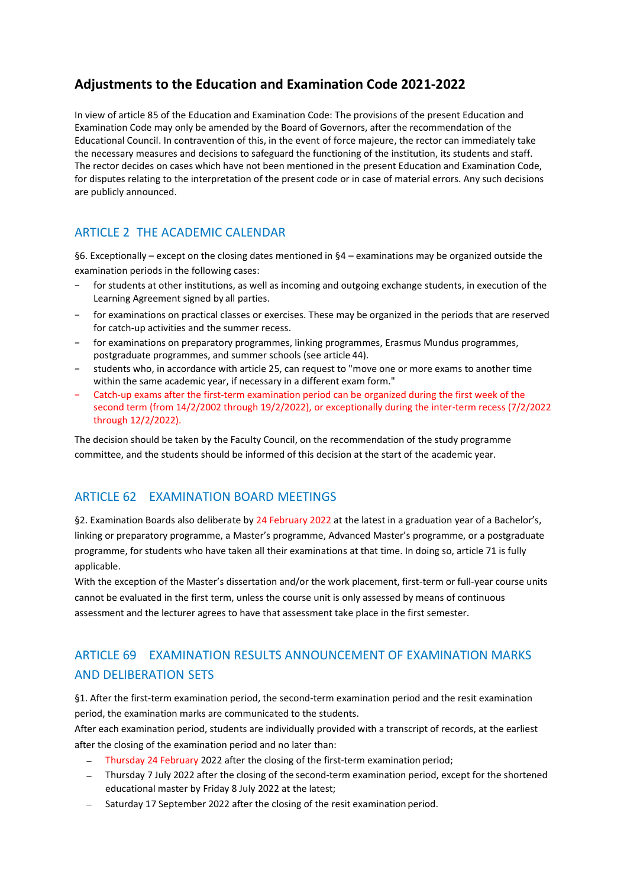# Adjustments to the Education and Examination Code 2021-2022

In view of article 85 of the Education and Examination Code: The provisions of the present Education and Examination Code may only be amended by the Board of Governors, after the recommendation of the Educational Council. In contravention of this, in the event of force majeure, the rector can immediately take the necessary measures and decisions to safeguard the functioning of the institution, its students and staff. The rector decides on cases which have not been mentioned in the present Education and Examination Code, for disputes relating to the interpretation of the present code or in case of material errors. Any such decisions are publicly announced.

## ARTICLE 2 THE ACADEMIC CALENDAR

§6. Exceptionally – except on the closing dates mentioned in §4 – examinations may be organized outside the examination periods in the following cases:

- for students at other institutions, as well as incoming and outgoing exchange students, in execution of the Learning Agreement signed by all parties.
- for examinations on practical classes or exercises. These may be organized in the periods that are reserved for catch-up activities and the summer recess.
- for examinations on preparatory programmes, linking programmes, Erasmus Mundus programmes, postgraduate programmes, and summer schools (see article 44).
- students who, in accordance with article 25, can request to "move one or more exams to another time within the same academic year, if necessary in a different exam form."
- Catch-up exams after the first-term examination period can be organized during the first week of the second term (from 14/2/2002 through 19/2/2022), or exceptionally during the inter-term recess (7/2/2022 through 12/2/2022).

The decision should be taken by the Faculty Council, on the recommendation of the study programme committee, and the students should be informed of this decision at the start of the academic year.

## ARTICLE 62 EXAMINATION BOARD MEETINGS

§2. Examination Boards also deliberate by 24 February 2022 at the latest in a graduation year of a Bachelor's, linking or preparatory programme, a Master's programme, Advanced Master's programme, or a postgraduate programme, for students who have taken all their examinations at that time. In doing so, article 71 is fully applicable.

With the exception of the Master's dissertation and/or the work placement, first-term or full-year course units cannot be evaluated in the first term, unless the course unit is only assessed by means of continuous assessment and the lecturer agrees to have that assessment take place in the first semester.

## ARTICLE 69 EXAMINATION RESULTS ANNOUNCEMENT OF EXAMINATION MARKS AND DELIBERATION SETS

§1. After the first-term examination period, the second-term examination period and the resit examination period, the examination marks are communicated to the students.

After each examination period, students are individually provided with a transcript of records, at the earliest after the closing of the examination period and no later than:

- Thursday 24 February 2022 after the closing of the first-term examination period;
- Thursday 7 July 2022 after the closing of the second-term examination period, except for the shortened educational master by Friday 8 July 2022 at the latest;
- Saturday 17 September 2022 after the closing of the resit examination period.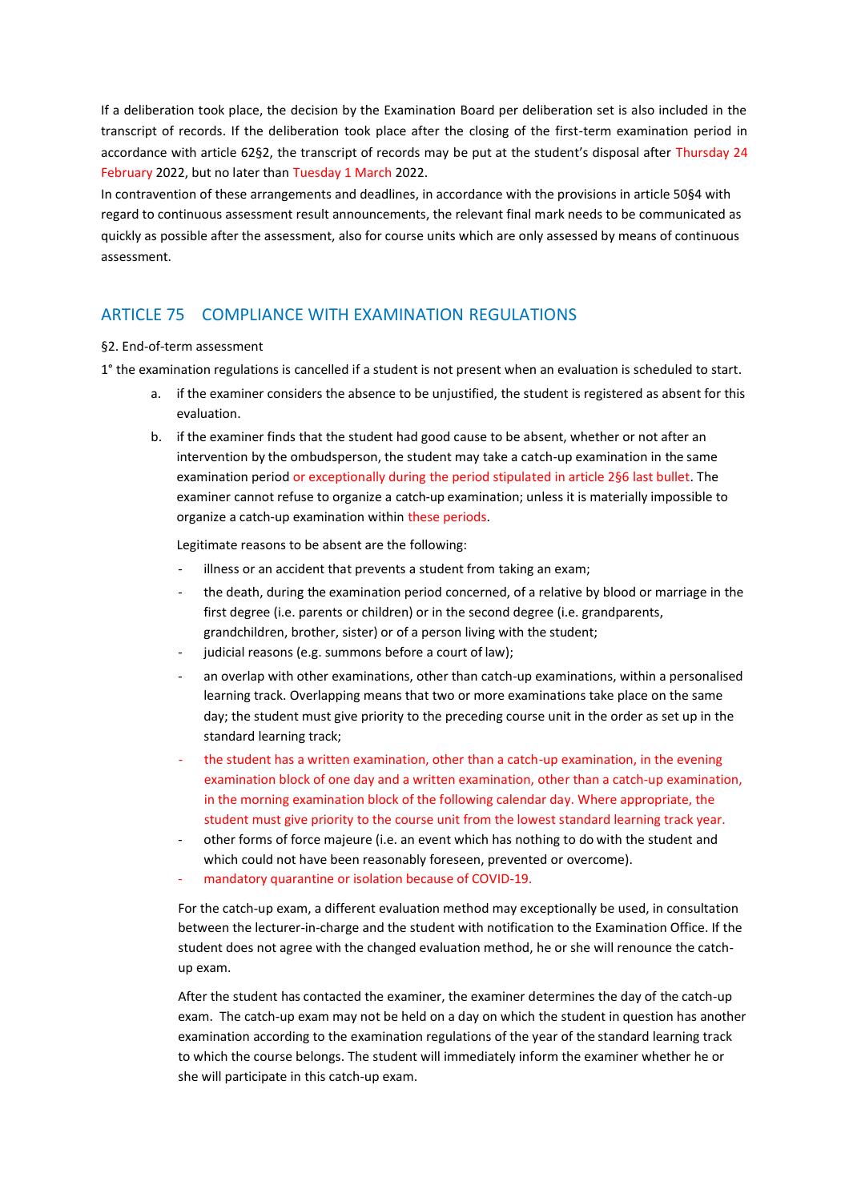If a deliberation took place, the decision by the Examination Board per deliberation set is also included in the transcript of records. If the deliberation took place after the closing of the first-term examination period in accordance with article 62§2, the transcript of records may be put at the student's disposal after Thursday 24 February 2022, but no later than Tuesday 1 March 2022.

In contravention of these arrangements and deadlines, in accordance with the provisions in article 50§4 with regard to continuous assessment result announcements, the relevant final mark needs to be communicated as quickly as possible after the assessment, also for course units which are only assessed by means of continuous assessment.

## ARTICLE 75 COMPLIANCE WITH EXAMINATION REGULATIONS

§2. End-of-term assessment

1° the examination regulations is cancelled if a student is not present when an evaluation is scheduled to start.

a. if the examiner considers the absence to be unjustified, the student is registered as absent for this evaluation.

b. if the examiner finds that the student had good cause to be absent, whether or not after an intervention by the ombudsperson, the student may take a catch-up examination in the same examination period or exceptionally during the period stipulated in article 2§6 last bullet. The examiner cannot refuse to organize a catch-up examination; unless it is materially impossible to organize a catch-up examination within these periods.

   Legitimate reasons to be absent are the following:

   - illness or an accident that prevents a student from taking an exam;
   - the death, during the examination period concerned, of a relative by blood or marriage in the first degree (i.e. parents or children) or in the second degree (i.e. grandparents, grandchildren, brother, sister) or of a person living with the student;
   - judicial reasons (e.g. summons before a court of law);
   - an overlap with other examinations, other than catch-up examinations, within a personalised learning track. Overlapping means that two or more examinations take place on the same day; the student must give priority to the preceding course unit in the order as set up in the standard learning track;
   - the student has a written examination, other than a catch-up examination, in the evening examination block of one day and a written examination, other than a catch-up examination, in the morning examination block of the following calendar day. Where appropriate, the student must give priority to the course unit from the lowest standard learning track year.
   - other forms of force majeure (i.e. an event which has nothing to do with the student and which could not have been reasonably foreseen, prevented or overcome).
   - mandatory quarantine or isolation because of COVID-19.

   For the catch-up exam, a different evaluation method may exceptionally be used, in consultation between the lecturer-in-charge and the student with notification to the Examination Office. If the student does not agree with the changed evaluation method, he or she will renounce the catch-up exam.

   After the student has contacted the examiner, the examiner determines the day of the catch-up exam. The catch-up exam may not be held on a day on which the student in question has another examination according to the examination regulations of the year of the standard learning track to which the course belongs. The student will immediately inform the examiner whether he or she will participate in this catch-up exam.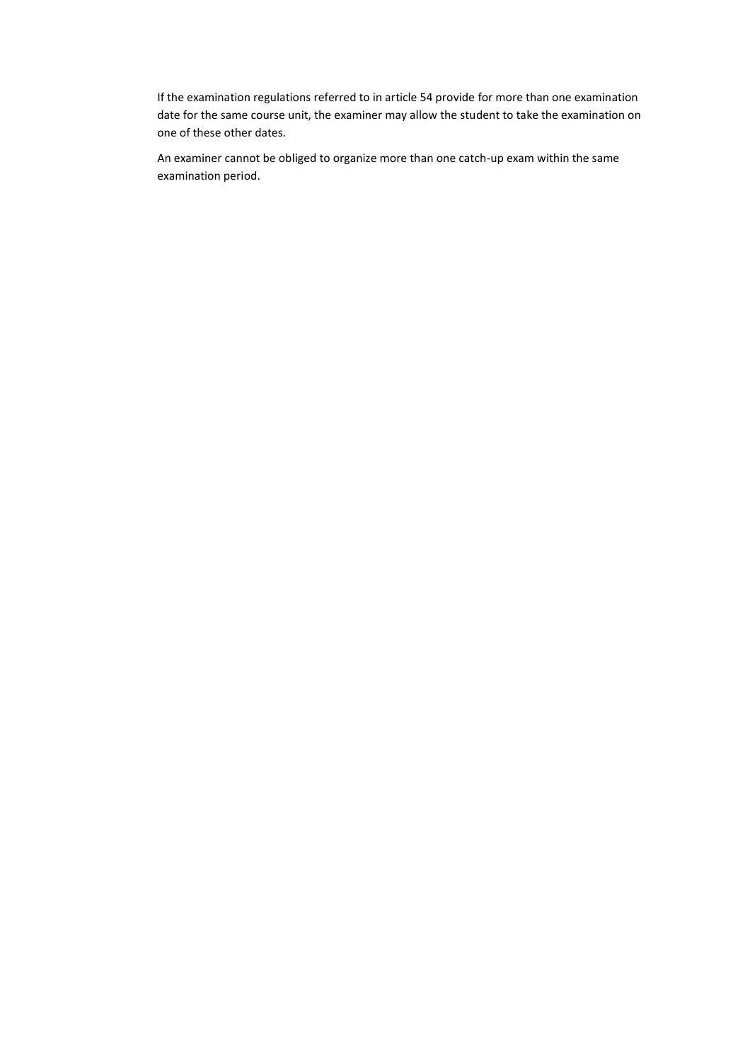If the examination regulations referred to in article 54 provide for more than one examination date for the same course unit, the examiner may allow the student to take the examination on one of these other dates.

An examiner cannot be obliged to organize more than one catch-up exam within the same examination period.